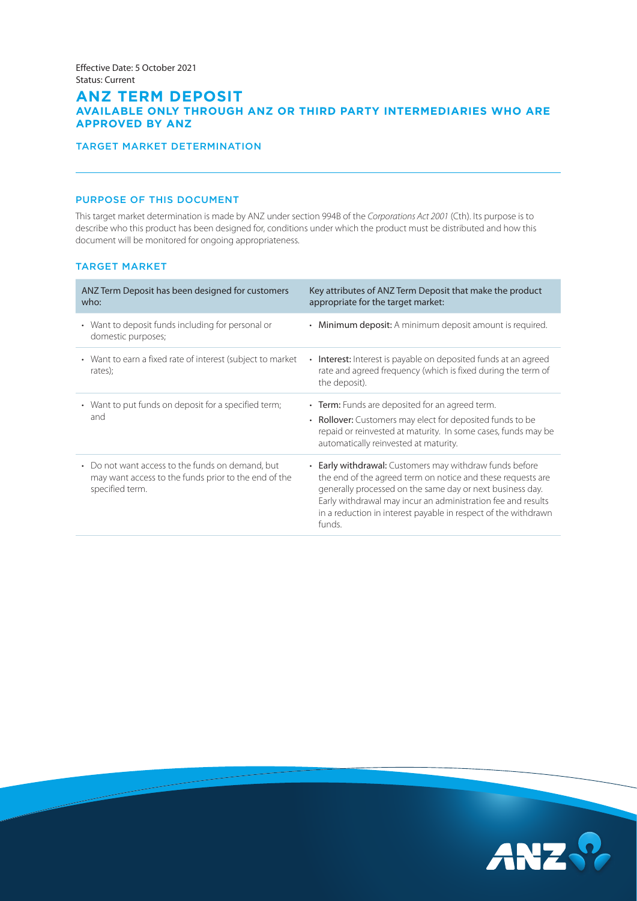Effective Date: 5 October 2021
Status: Current

# ANZ TERM DEPOSIT

## AVAILABLE ONLY THROUGH ANZ OR THIRD PARTY INTERMEDIARIES WHO ARE APPROVED BY ANZ

TARGET MARKET DETERMINATION

---

### PURPOSE OF THIS DOCUMENT

This target market determination is made by ANZ under section 994B of the *Corporations Act 2001* (Cth). Its purpose is to describe who this product has been designed for, conditions under which the product must be distributed and how this document will be monitored for ongoing appropriateness.

### TARGET MARKET

| ANZ Term Deposit has been designed for customers who: | Key attributes of ANZ Term Deposit that make the product appropriate for the target market: |
|---|---|
| • Want to deposit funds including for personal or domestic purposes; | • **Minimum deposit:** A minimum deposit amount is required. |
| • Want to earn a fixed rate of interest (subject to market rates); | • **Interest:** Interest is payable on deposited funds at an agreed rate and agreed frequency (which is fixed during the term of the deposit). |
| • Want to put funds on deposit for a specified term; and | • **Term:** Funds are deposited for an agreed term. <br> • **Rollover:** Customers may elect for deposited funds to be repaid or reinvested at maturity. In some cases, funds may be automatically reinvested at maturity. |
| • Do not want access to the funds on demand, but may want access to the funds prior to the end of the specified term. | • **Early withdrawal:** Customers may withdraw funds before the end of the agreed term on notice and these requests are generally processed on the same day or next business day. Early withdrawal may incur an administration fee and results in a reduction in interest payable in respect of the withdrawn funds. |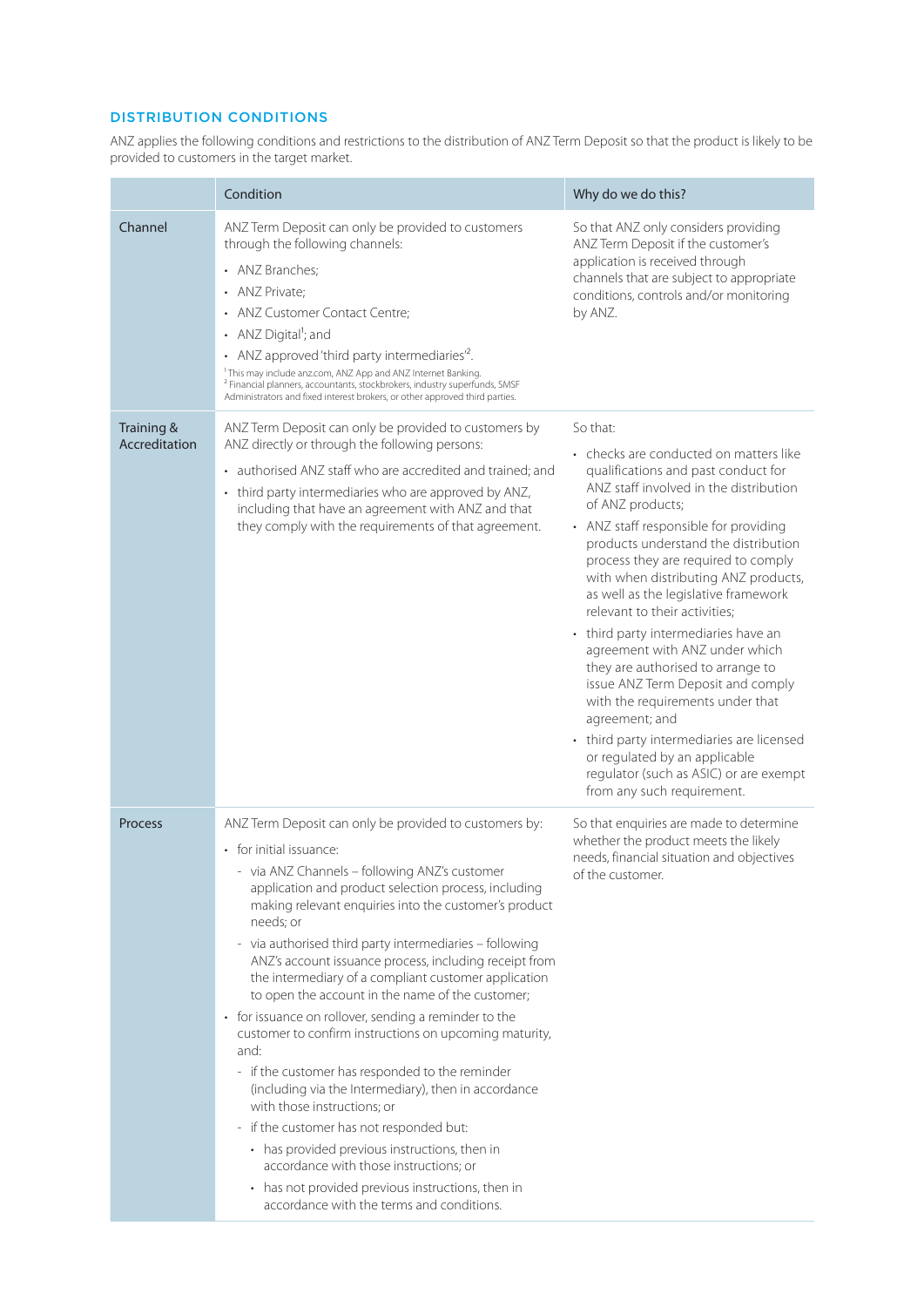## DISTRIBUTION CONDITIONS

ANZ applies the following conditions and restrictions to the distribution of ANZ Term Deposit so that the product is likely to be provided to customers in the target market.

| | Condition | Why do we do this? |
|---|---|---|
| Channel | ANZ Term Deposit can only be provided to customers through the following channels:<br>• ANZ Branches;<br>• ANZ Private;<br>• ANZ Customer Contact Centre;<br>• ANZ Digital[1]; and<br>• ANZ approved 'third party intermediaries'[2].<br>[1] This may include anz.com, ANZ App and ANZ Internet Banking.<br>[2] Financial planners, accountants, stockbrokers, industry superfunds, SMSF Administrators and fixed interest brokers, or other approved third parties. | So that ANZ only considers providing ANZ Term Deposit if the customer's application is received through channels that are subject to appropriate conditions, controls and/or monitoring by ANZ. |
| Training & Accreditation | ANZ Term Deposit can only be provided to customers by ANZ directly or through the following persons:<br>• authorised ANZ staff who are accredited and trained; and<br>• third party intermediaries who are approved by ANZ, including that have an agreement with ANZ and that they comply with the requirements of that agreement. | So that:<br>• checks are conducted on matters like qualifications and past conduct for ANZ staff involved in the distribution of ANZ products;<br>• ANZ staff responsible for providing products understand the distribution process they are required to comply with when distributing ANZ products, as well as the legislative framework relevant to their activities;<br>• third party intermediaries have an agreement with ANZ under which they are authorised to arrange to issue ANZ Term Deposit and comply with the requirements under that agreement; and<br>• third party intermediaries are licensed or regulated by an applicable regulator (such as ASIC) or are exempt from any such requirement. |
| Process | ANZ Term Deposit can only be provided to customers by:<br>• for initial issuance:<br>  - via ANZ Channels – following ANZ's customer application and product selection process, including making relevant enquiries into the customer's product needs; or<br>  - via authorised third party intermediaries – following ANZ's account issuance process, including receipt from the intermediary of a compliant customer application to open the account in the name of the customer;<br>• for issuance on rollover, sending a reminder to the customer to confirm instructions on upcoming maturity, and:<br>  - if the customer has responded to the reminder (including via the Intermediary), then in accordance with those instructions; or<br>  - if the customer has not responded but:<br>    • has provided previous instructions, then in accordance with those instructions; or<br>    • has not provided previous instructions, then in accordance with the terms and conditions. | So that enquiries are made to determine whether the product meets the likely needs, financial situation and objectives of the customer. |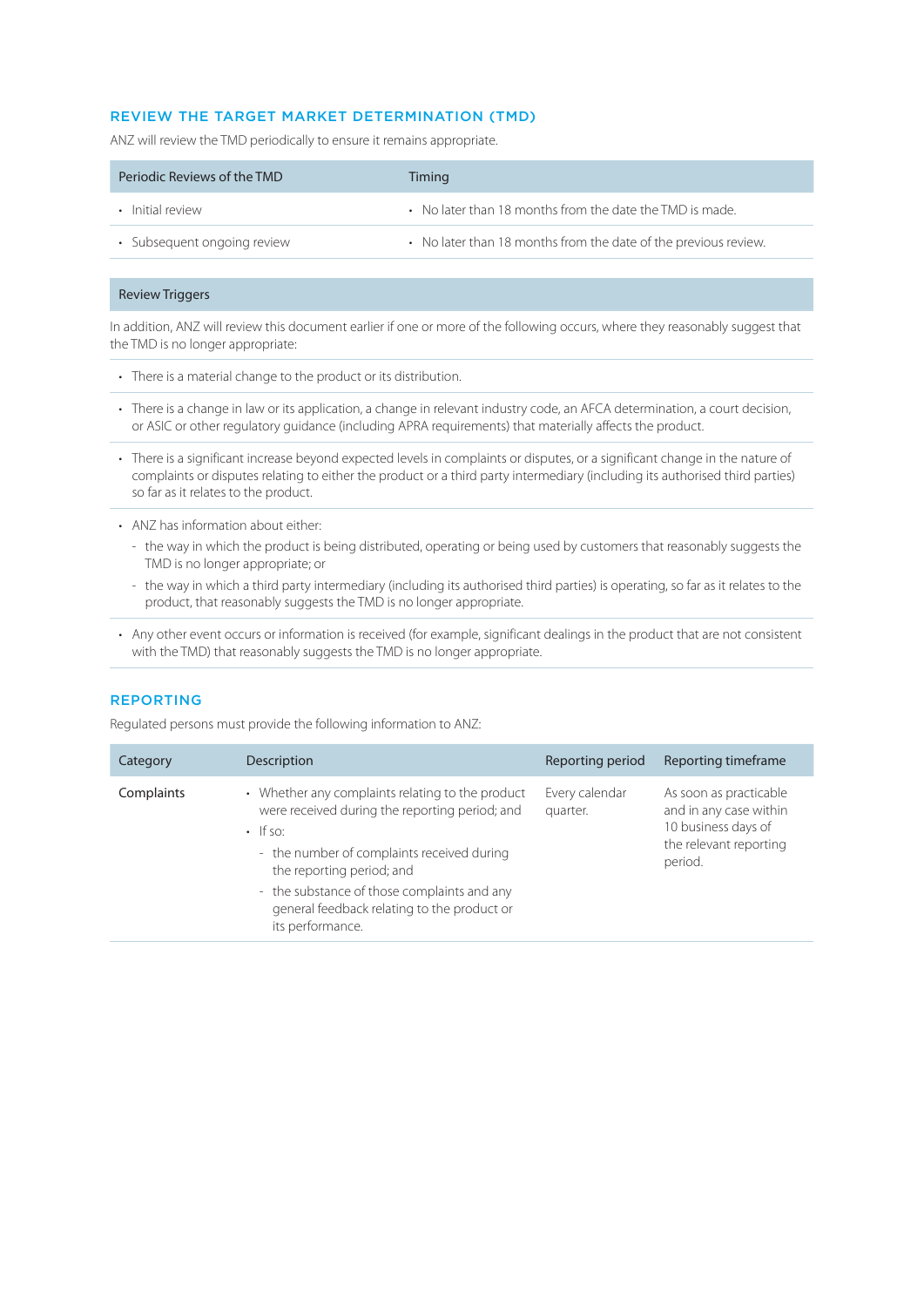## REVIEW THE TARGET MARKET DETERMINATION (TMD)

ANZ will review the TMD periodically to ensure it remains appropriate.

| Periodic Reviews of the TMD | Timing |
|---|---|
| • Initial review | • No later than 18 months from the date the TMD is made. |
| • Subsequent ongoing review | • No later than 18 months from the date of the previous review. |

### Review Triggers

In addition, ANZ will review this document earlier if one or more of the following occurs, where they reasonably suggest that the TMD is no longer appropriate:

- There is a material change to the product or its distribution.
- There is a change in law or its application, a change in relevant industry code, an AFCA determination, a court decision, or ASIC or other regulatory guidance (including APRA requirements) that materially affects the product.
- There is a significant increase beyond expected levels in complaints or disputes, or a significant change in the nature of complaints or disputes relating to either the product or a third party intermediary (including its authorised third parties) so far as it relates to the product.
- ANZ has information about either:
  - the way in which the product is being distributed, operating or being used by customers that reasonably suggests the TMD is no longer appropriate; or
  - the way in which a third party intermediary (including its authorised third parties) is operating, so far as it relates to the product, that reasonably suggests the TMD is no longer appropriate.
- Any other event occurs or information is received (for example, significant dealings in the product that are not consistent with the TMD) that reasonably suggests the TMD is no longer appropriate.

## REPORTING

Regulated persons must provide the following information to ANZ:

| Category | Description | Reporting period | Reporting timeframe |
|---|---|---|---|
| Complaints | • Whether any complaints relating to the product were received during the reporting period; and<br>• If so:<br>- the number of complaints received during the reporting period; and<br>- the substance of those complaints and any general feedback relating to the product or its performance. | Every calendar quarter. | As soon as practicable and in any case within 10 business days of the relevant reporting period. |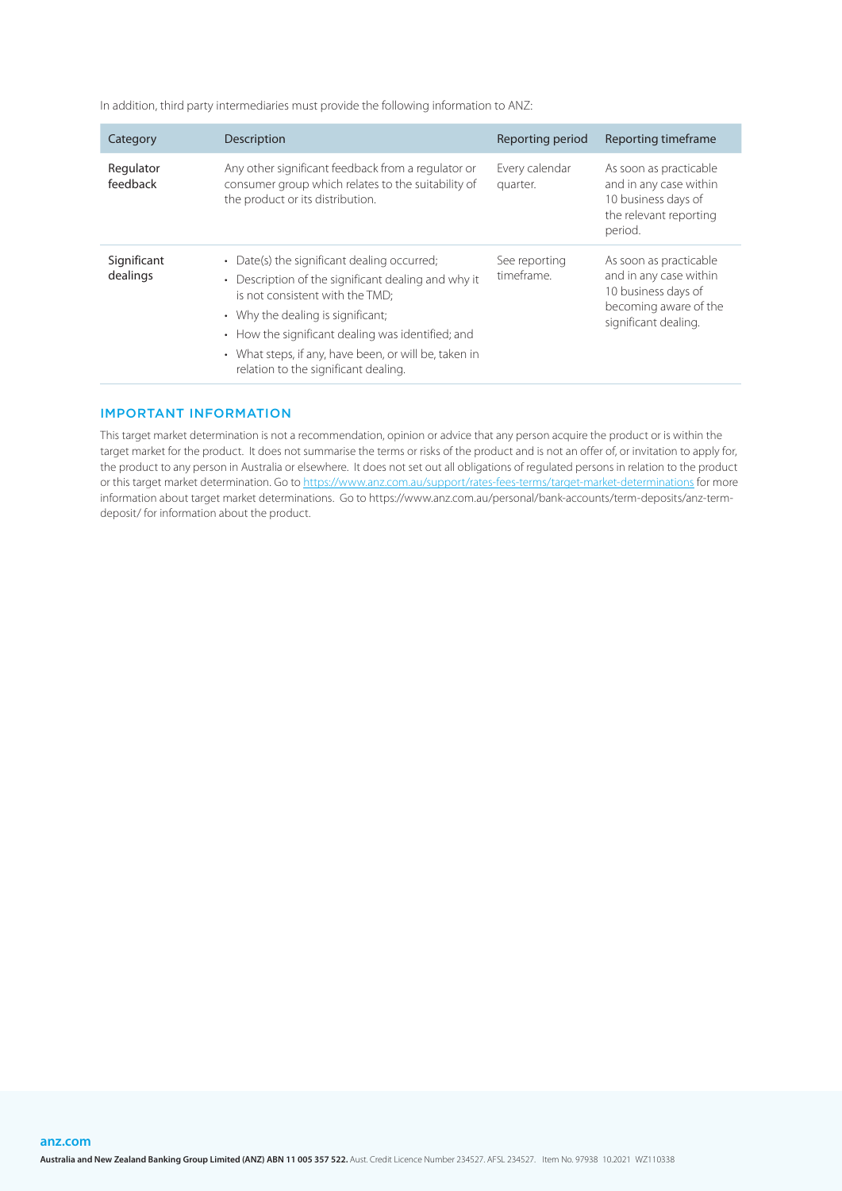In addition, third party intermediaries must provide the following information to ANZ:

| Category | Description | Reporting period | Reporting timeframe |
|---|---|---|---|
| Regulator feedback | Any other significant feedback from a regulator or consumer group which relates to the suitability of the product or its distribution. | Every calendar quarter. | As soon as practicable and in any case within 10 business days of the relevant reporting period. |
| Significant dealings | • Date(s) the significant dealing occurred;<br>• Description of the significant dealing and why it is not consistent with the TMD;<br>• Why the dealing is significant;<br>• How the significant dealing was identified; and<br>• What steps, if any, have been, or will be, taken in relation to the significant dealing. | See reporting timeframe. | As soon as practicable and in any case within 10 business days of becoming aware of the significant dealing. |

## IMPORTANT INFORMATION

This target market determination is not a recommendation, opinion or advice that any person acquire the product or is within the target market for the product. It does not summarise the terms or risks of the product and is not an offer of, or invitation to apply for, the product to any person in Australia or elsewhere. It does not set out all obligations of regulated persons in relation to the product or this target market determination. Go to https://www.anz.com.au/support/rates-fees-terms/target-market-determinations for more information about target market determinations. Go to https://www.anz.com.au/personal/bank-accounts/term-deposits/anz-term-deposit/ for information about the product.

**anz.com**

**Australia and New Zealand Banking Group Limited (ANZ) ABN 11 005 357 522.** Aust. Credit Licence Number 234527. AFSL 234527. Item No. 97938 10.2021 WZ110338